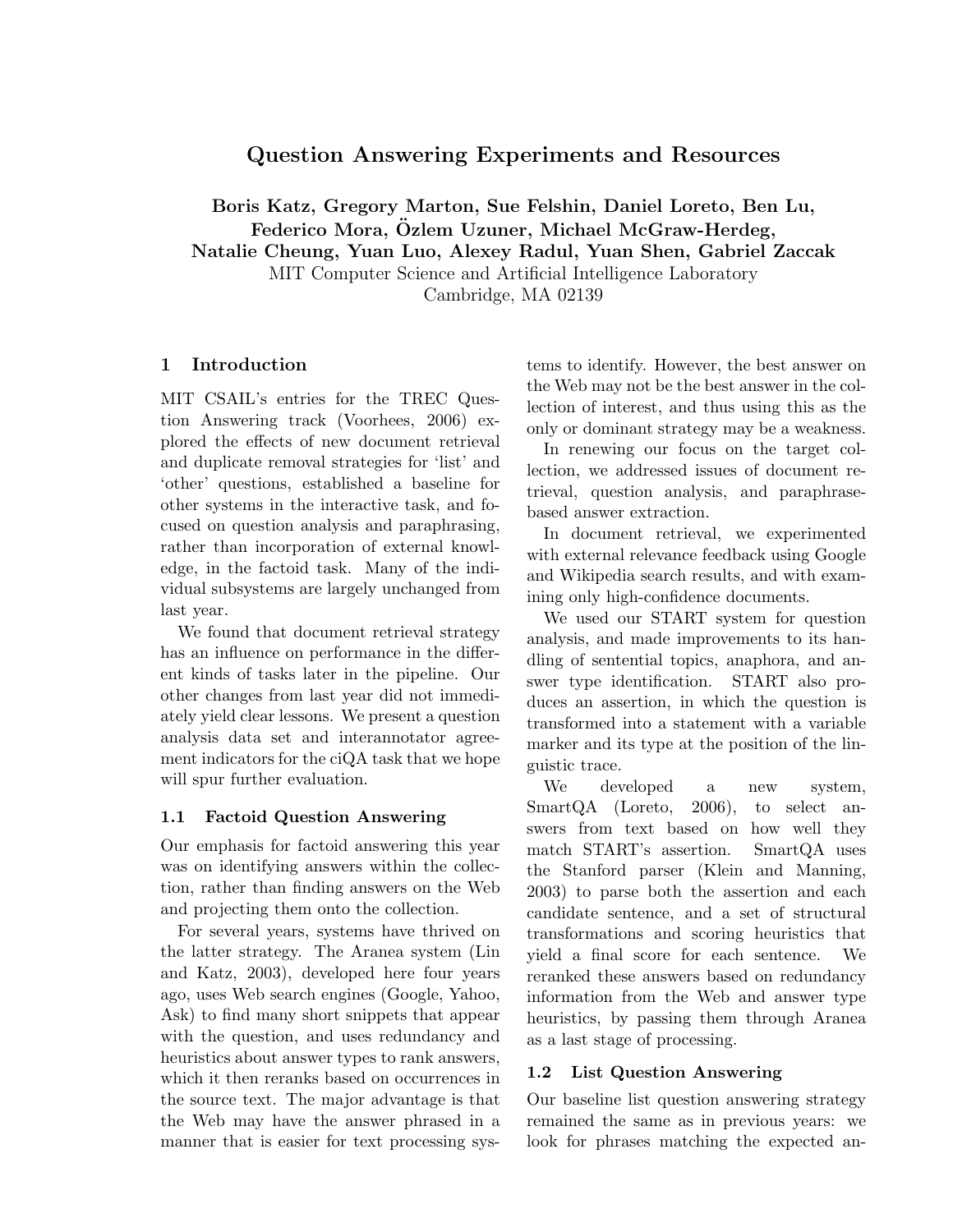# Question Answering Experiments and Resources

**Boris Katz, Gregory Marton, Sue Felshin, Daniel Loreto, Ben Lu, Federico Mora, Özlem Uzuner, Michael McGraw-Herdeg, Natalie Cheung, Yuan Luo, Alexey Radul, Yuan Shen, Gabriel Zaccak**

MIT Computer Science and Artificial Intelligence Laboratory
Cambridge, MA 02139

## 1 Introduction

MIT CSAIL's entries for the TREC Question Answering track (Voorhees, 2006) explored the effects of new document retrieval and duplicate removal strategies for 'list' and 'other' questions, established a baseline for other systems in the interactive task, and focused on question analysis and paraphrasing, rather than incorporation of external knowledge, in the factoid task. Many of the individual subsystems are largely unchanged from last year.

We found that document retrieval strategy has an influence on performance in the different kinds of tasks later in the pipeline. Our other changes from last year did not immediately yield clear lessons. We present a question analysis data set and interannotator agreement indicators for the ciQA task that we hope will spur further evaluation.

### 1.1 Factoid Question Answering

Our emphasis for factoid answering this year was on identifying answers within the collection, rather than finding answers on the Web and projecting them onto the collection.

For several years, systems have thrived on the latter strategy. The Aranea system (Lin and Katz, 2003), developed here four years ago, uses Web search engines (Google, Yahoo, Ask) to find many short snippets that appear with the question, and uses redundancy and heuristics about answer types to rank answers, which it then reranks based on occurrences in the source text. The major advantage is that the Web may have the answer phrased in a manner that is easier for text processing systems to identify. However, the best answer on the Web may not be the best answer in the collection of interest, and thus using this as the only or dominant strategy may be a weakness.

In renewing our focus on the target collection, we addressed issues of document retrieval, question analysis, and paraphrase-based answer extraction.

In document retrieval, we experimented with external relevance feedback using Google and Wikipedia search results, and with examining only high-confidence documents.

We used our START system for question analysis, and made improvements to its handling of sentential topics, anaphora, and answer type identification. START also produces an assertion, in which the question is transformed into a statement with a variable marker and its type at the position of the linguistic trace.

We developed a new system, SmartQA (Loreto, 2006), to select answers from text based on how well they match START's assertion. SmartQA uses the Stanford parser (Klein and Manning, 2003) to parse both the assertion and each candidate sentence, and a set of structural transformations and scoring heuristics that yield a final score for each sentence. We reranked these answers based on redundancy information from the Web and answer type heuristics, by passing them through Aranea as a last stage of processing.

### 1.2 List Question Answering

Our baseline list question answering strategy remained the same as in previous years: we look for phrases matching the expected an-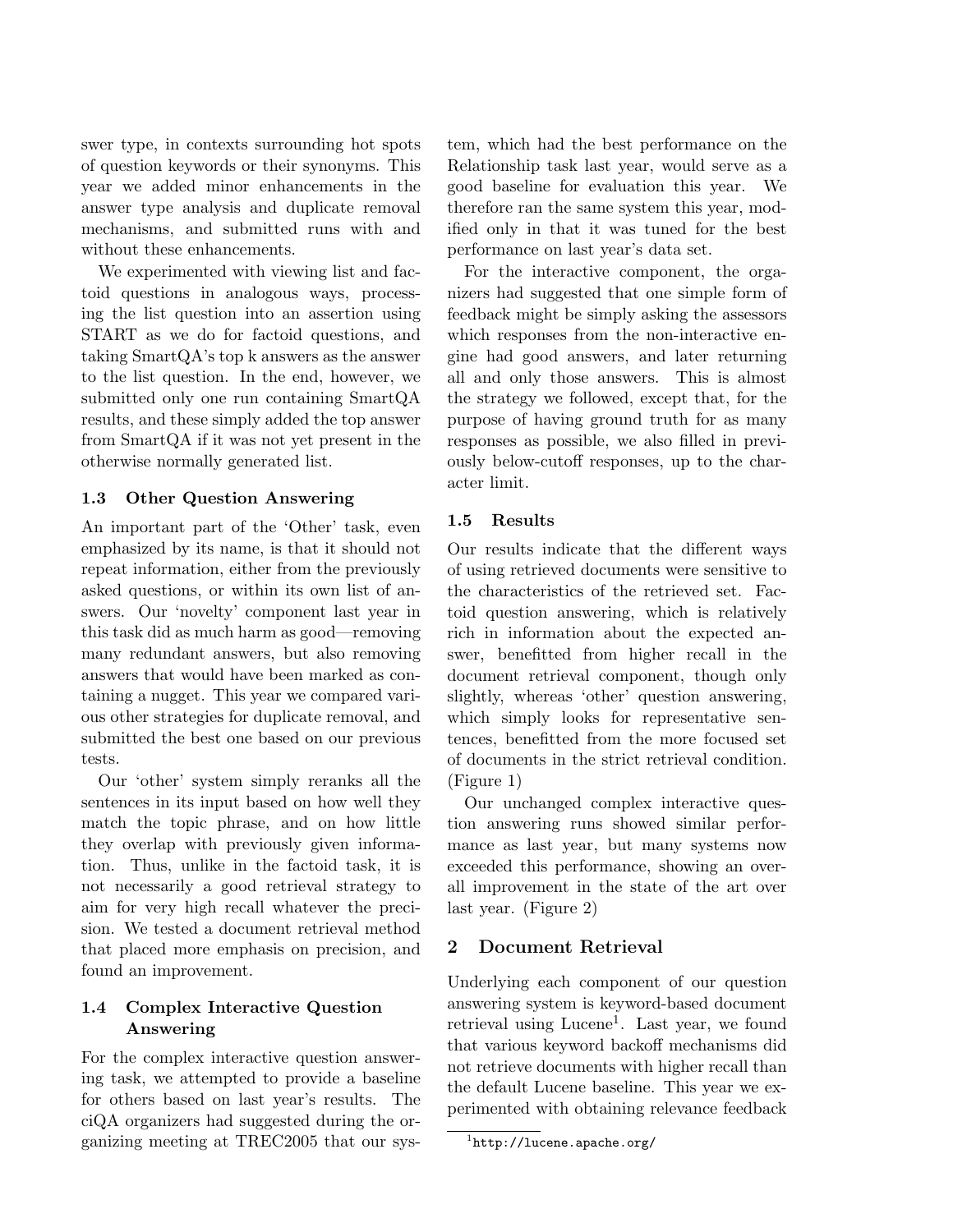swer type, in contexts surrounding hot spots of question keywords or their synonyms. This year we added minor enhancements in the answer type analysis and duplicate removal mechanisms, and submitted runs with and without these enhancements.

We experimented with viewing list and factoid questions in analogous ways, processing the list question into an assertion using START as we do for factoid questions, and taking SmartQA's top k answers as the answer to the list question. In the end, however, we submitted only one run containing SmartQA results, and these simply added the top answer from SmartQA if it was not yet present in the otherwise normally generated list.

### 1.3 Other Question Answering

An important part of the 'Other' task, even emphasized by its name, is that it should not repeat information, either from the previously asked questions, or within its own list of answers. Our 'novelty' component last year in this task did as much harm as good—removing many redundant answers, but also removing answers that would have been marked as containing a nugget. This year we compared various other strategies for duplicate removal, and submitted the best one based on our previous tests.

Our 'other' system simply reranks all the sentences in its input based on how well they match the topic phrase, and on how little they overlap with previously given information. Thus, unlike in the factoid task, it is not necessarily a good retrieval strategy to aim for very high recall whatever the precision. We tested a document retrieval method that placed more emphasis on precision, and found an improvement.

### 1.4 Complex Interactive Question Answering

For the complex interactive question answering task, we attempted to provide a baseline for others based on last year's results. The ciQA organizers had suggested during the organizing meeting at TREC2005 that our system, which had the best performance on the Relationship task last year, would serve as a good baseline for evaluation this year. We therefore ran the same system this year, modified only in that it was tuned for the best performance on last year's data set.

For the interactive component, the organizers had suggested that one simple form of feedback might be simply asking the assessors which responses from the non-interactive engine had good answers, and later returning all and only those answers. This is almost the strategy we followed, except that, for the purpose of having ground truth for as many responses as possible, we also filled in previously below-cutoff responses, up to the character limit.

### 1.5 Results

Our results indicate that the different ways of using retrieved documents were sensitive to the characteristics of the retrieved set. Factoid question answering, which is relatively rich in information about the expected answer, benefitted from higher recall in the document retrieval component, though only slightly, whereas 'other' question answering, which simply looks for representative sentences, benefitted from the more focused set of documents in the strict retrieval condition. (Figure 1)

Our unchanged complex interactive question answering runs showed similar performance as last year, but many systems now exceeded this performance, showing an overall improvement in the state of the art over last year. (Figure 2)

## 2 Document Retrieval

Underlying each component of our question answering system is keyword-based document retrieval using Lucene[1]. Last year, we found that various keyword backoff mechanisms did not retrieve documents with higher recall than the default Lucene baseline. This year we experimented with obtaining relevance feedback

[1] http://lucene.apache.org/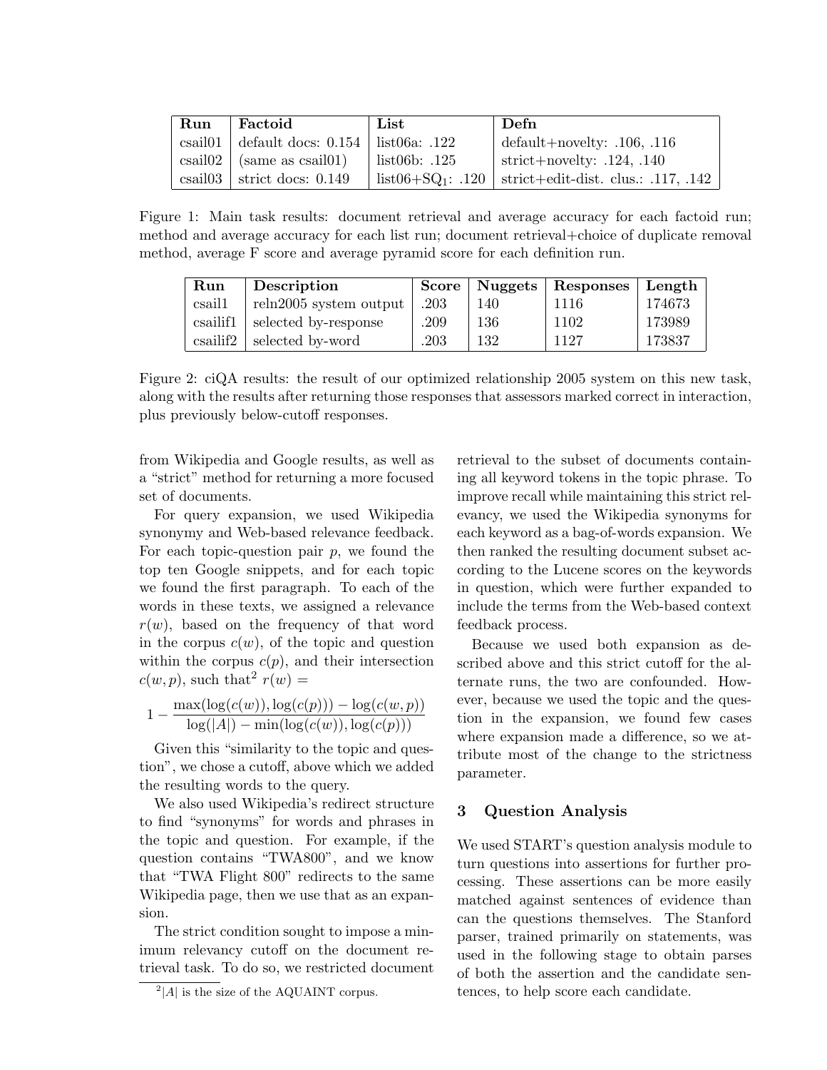| Run | Factoid | List | Defn |
| --- | --- | --- | --- |
| csail01 | default docs: 0.154 | list06a: .122 | default+novelty: .106, .116 |
| csail02 | (same as csail01) | list06b: .125 | strict+novelty: .124, .140 |
| csail03 | strict docs: 0.149 | list06+$SQ_1$: .120 | strict+edit-dist. clus.: .117, .142 |

Figure 1: Main task results: document retrieval and average accuracy for each factoid run; method and average accuracy for each list run; document retrieval+choice of duplicate removal method, average F score and average pyramid score for each definition run.

| Run | Description | Score | Nuggets | Responses | Length |
| --- | --- | --- | --- | --- | --- |
| csail1 | reln2005 system output | .203 | 140 | 1116 | 174673 |
| csailif1 | selected by-response | .209 | 136 | 1102 | 173989 |
| csailif2 | selected by-word | .203 | 132 | 1127 | 173837 |

Figure 2: ciQA results: the result of our optimized relationship 2005 system on this new task, along with the results after returning those responses that assessors marked correct in interaction, plus previously below-cutoff responses.

from Wikipedia and Google results, as well as a "strict" method for returning a more focused set of documents.

For query expansion, we used Wikipedia synonymy and Web-based relevance feedback. For each topic-question pair $p$, we found the top ten Google snippets, and for each topic we found the first paragraph. To each of the words in these texts, we assigned a relevance $r(w)$, based on the frequency of that word in the corpus $c(w)$, of the topic and question within the corpus $c(p)$, and their intersection $c(w,p)$, such that[2] $r(w) =$

$$1 - \frac{\max(\log(c(w)), \log(c(p))) - \log(c(w,p))}{\log(|A|) - \min(\log(c(w)), \log(c(p)))}$$

Given this "similarity to the topic and question", we chose a cutoff, above which we added the resulting words to the query.

We also used Wikipedia's redirect structure to find "synonyms" for words and phrases in the topic and question. For example, if the question contains "TWA800", and we know that "TWA Flight 800" redirects to the same Wikipedia page, then we use that as an expansion.

The strict condition sought to impose a minimum relevancy cutoff on the document retrieval task. To do so, we restricted document retrieval to the subset of documents containing all keyword tokens in the topic phrase. To improve recall while maintaining this strict relevancy, we used the Wikipedia synonyms for each keyword as a bag-of-words expansion. We then ranked the resulting document subset according to the Lucene scores on the keywords in question, which were further expanded to include the terms from the Web-based context feedback process.

Because we used both expansion as described above and this strict cutoff for the alternate runs, the two are confounded. However, because we used the topic and the question in the expansion, we found few cases where expansion made a difference, so we attribute most of the change to the strictness parameter.

## 3 Question Analysis

We used START's question analysis module to turn questions into assertions for further processing. These assertions can be more easily matched against sentences of evidence than can the questions themselves. The Stanford parser, trained primarily on statements, was used in the following stage to obtain parses of both the assertion and the candidate sentences, to help score each candidate.

[2] $|A|$ is the size of the AQUAINT corpus.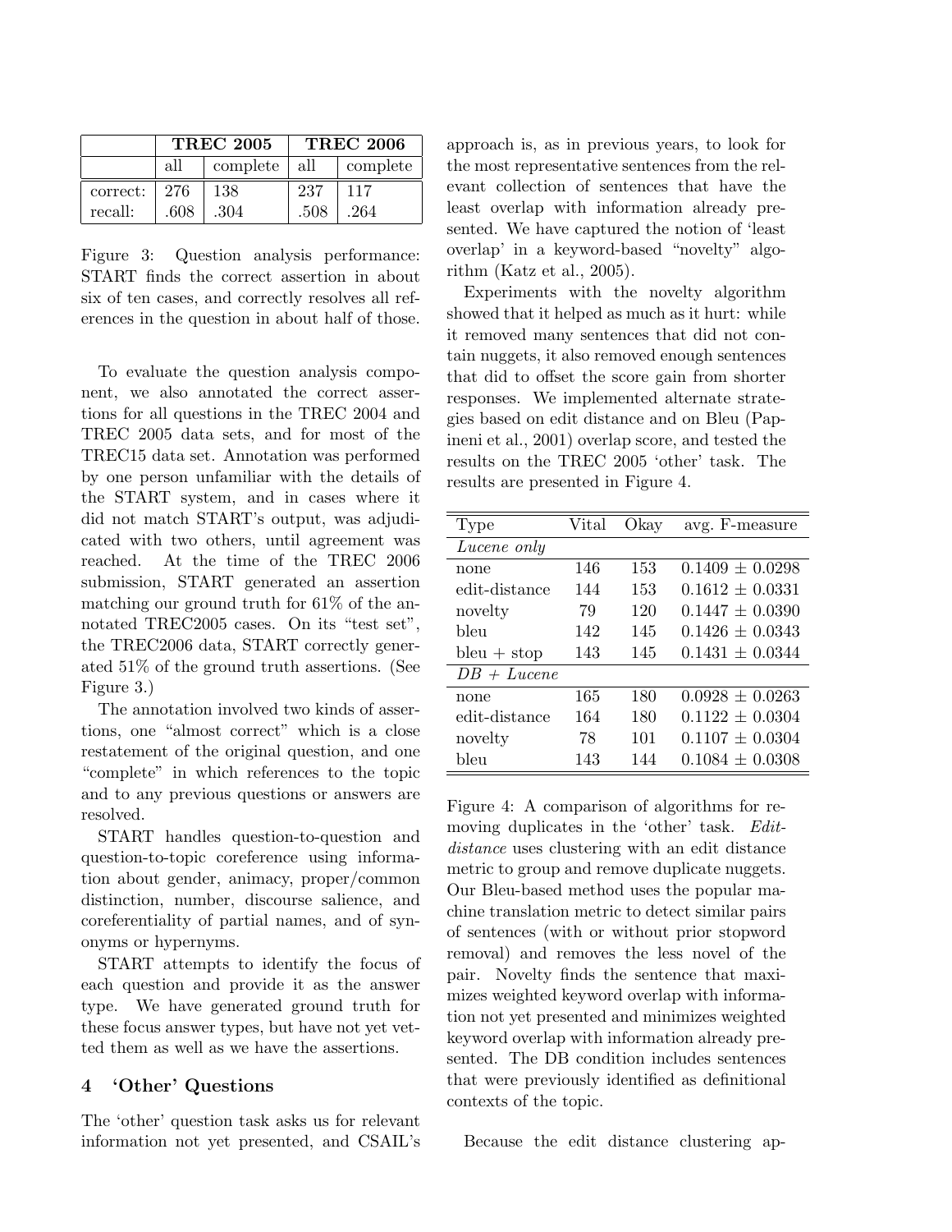|  | TREC 2005 |  | TREC 2006 |  |
|---|---|---|---|---|
|  | all | complete | all | complete |
| correct: | 276 | 138 | 237 | 117 |
| recall: | .608 | .304 | .508 | .264 |

Figure 3: Question analysis performance: START finds the correct assertion in about six of ten cases, and correctly resolves all references in the question in about half of those.

To evaluate the question analysis component, we also annotated the correct assertions for all questions in the TREC 2004 and TREC 2005 data sets, and for most of the TREC15 data set. Annotation was performed by one person unfamiliar with the details of the START system, and in cases where it did not match START's output, was adjudicated with two others, until agreement was reached. At the time of the TREC 2006 submission, START generated an assertion matching our ground truth for 61% of the annotated TREC2005 cases. On its "test set", the TREC2006 data, START correctly generated 51% of the ground truth assertions. (See Figure 3.)

The annotation involved two kinds of assertions, one "almost correct" which is a close restatement of the original question, and one "complete" in which references to the topic and to any previous questions or answers are resolved.

START handles question-to-question and question-to-topic coreference using information about gender, animacy, proper/common distinction, number, discourse salience, and coreferentiality of partial names, and of synonyms or hypernyms.

START attempts to identify the focus of each question and provide it as the answer type. We have generated ground truth for these focus answer types, but have not yet vetted them as well as we have the assertions.

## 4 'Other' Questions

The 'other' question task asks us for relevant information not yet presented, and CSAIL's approach is, as in previous years, to look for the most representative sentences from the relevant collection of sentences that have the least overlap with information already presented. We have captured the notion of 'least overlap' in a keyword-based "novelty" algorithm (Katz et al., 2005).

Experiments with the novelty algorithm showed that it helped as much as it hurt: while it removed many sentences that did not contain nuggets, it also removed enough sentences that did to offset the score gain from shorter responses. We implemented alternate strategies based on edit distance and on Bleu (Papineni et al., 2001) overlap score, and tested the results on the TREC 2005 'other' task. The results are presented in Figure 4.

| Type | Vital | Okay | avg. F-measure |
|---|---|---|---|
| *Lucene only* | | | |
| none | 146 | 153 | $0.1409 \pm 0.0298$ |
| edit-distance | 144 | 153 | $0.1612 \pm 0.0331$ |
| novelty | 79 | 120 | $0.1447 \pm 0.0390$ |
| bleu | 142 | 145 | $0.1426 \pm 0.0343$ |
| bleu + stop | 143 | 145 | $0.1431 \pm 0.0344$ |
| *DB + Lucene* | | | |
| none | 165 | 180 | $0.0928 \pm 0.0263$ |
| edit-distance | 164 | 180 | $0.1122 \pm 0.0304$ |
| novelty | 78 | 101 | $0.1107 \pm 0.0304$ |
| bleu | 143 | 144 | $0.1084 \pm 0.0308$ |

Figure 4: A comparison of algorithms for removing duplicates in the 'other' task. *Edit-distance* uses clustering with an edit distance metric to group and remove duplicate nuggets. Our Bleu-based method uses the popular machine translation metric to detect similar pairs of sentences (with or without prior stopword removal) and removes the less novel of the pair. Novelty finds the sentence that maximizes weighted keyword overlap with information not yet presented and minimizes weighted keyword overlap with information already presented. The DB condition includes sentences that were previously identified as definitional contexts of the topic.

Because the edit distance clustering ap-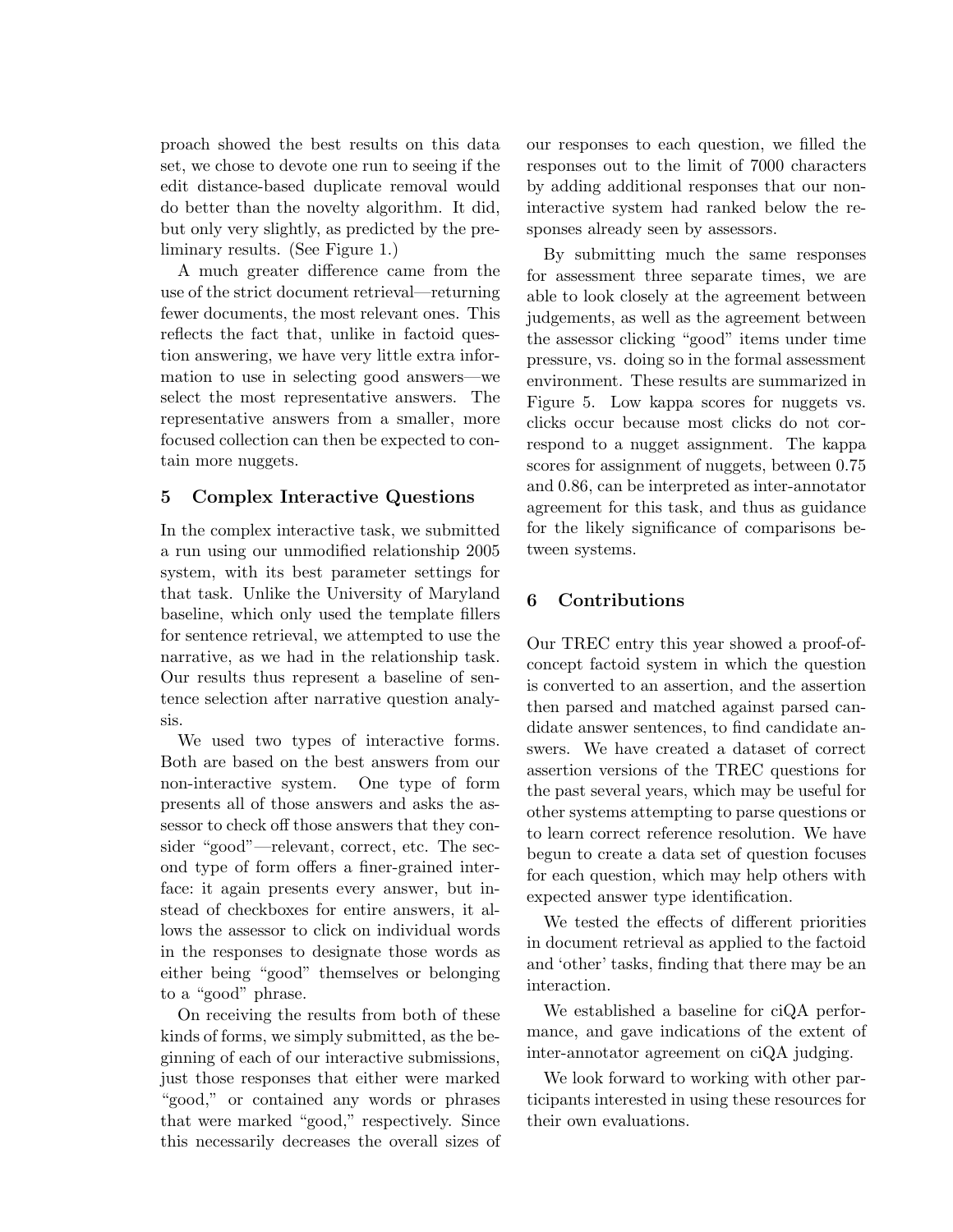proach showed the best results on this data set, we chose to devote one run to seeing if the edit distance-based duplicate removal would do better than the novelty algorithm. It did, but only very slightly, as predicted by the preliminary results. (See Figure 1.)

A much greater difference came from the use of the strict document retrieval—returning fewer documents, the most relevant ones. This reflects the fact that, unlike in factoid question answering, we have very little extra information to use in selecting good answers—we select the most representative answers. The representative answers from a smaller, more focused collection can then be expected to contain more nuggets.

## 5 Complex Interactive Questions

In the complex interactive task, we submitted a run using our unmodified relationship 2005 system, with its best parameter settings for that task. Unlike the University of Maryland baseline, which only used the template fillers for sentence retrieval, we attempted to use the narrative, as we had in the relationship task. Our results thus represent a baseline of sentence selection after narrative question analysis.

We used two types of interactive forms. Both are based on the best answers from our non-interactive system. One type of form presents all of those answers and asks the assessor to check off those answers that they consider "good"—relevant, correct, etc. The second type of form offers a finer-grained interface: it again presents every answer, but instead of checkboxes for entire answers, it allows the assessor to click on individual words in the responses to designate those words as either being "good" themselves or belonging to a "good" phrase.

On receiving the results from both of these kinds of forms, we simply submitted, as the beginning of each of our interactive submissions, just those responses that either were marked "good," or contained any words or phrases that were marked "good," respectively. Since this necessarily decreases the overall sizes of our responses to each question, we filled the responses out to the limit of 7000 characters by adding additional responses that our non-interactive system had ranked below the responses already seen by assessors.

By submitting much the same responses for assessment three separate times, we are able to look closely at the agreement between judgements, as well as the agreement between the assessor clicking "good" items under time pressure, vs. doing so in the formal assessment environment. These results are summarized in Figure 5. Low kappa scores for nuggets vs. clicks occur because most clicks do not correspond to a nugget assignment. The kappa scores for assignment of nuggets, between 0.75 and 0.86, can be interpreted as inter-annotator agreement for this task, and thus as guidance for the likely significance of comparisons between systems.

## 6 Contributions

Our TREC entry this year showed a proof-of-concept factoid system in which the question is converted to an assertion, and the assertion then parsed and matched against parsed candidate answer sentences, to find candidate answers. We have created a dataset of correct assertion versions of the TREC questions for the past several years, which may be useful for other systems attempting to parse questions or to learn correct reference resolution. We have begun to create a data set of question focuses for each question, which may help others with expected answer type identification.

We tested the effects of different priorities in document retrieval as applied to the factoid and 'other' tasks, finding that there may be an interaction.

We established a baseline for ciQA performance, and gave indications of the extent of inter-annotator agreement on ciQA judging.

We look forward to working with other participants interested in using these resources for their own evaluations.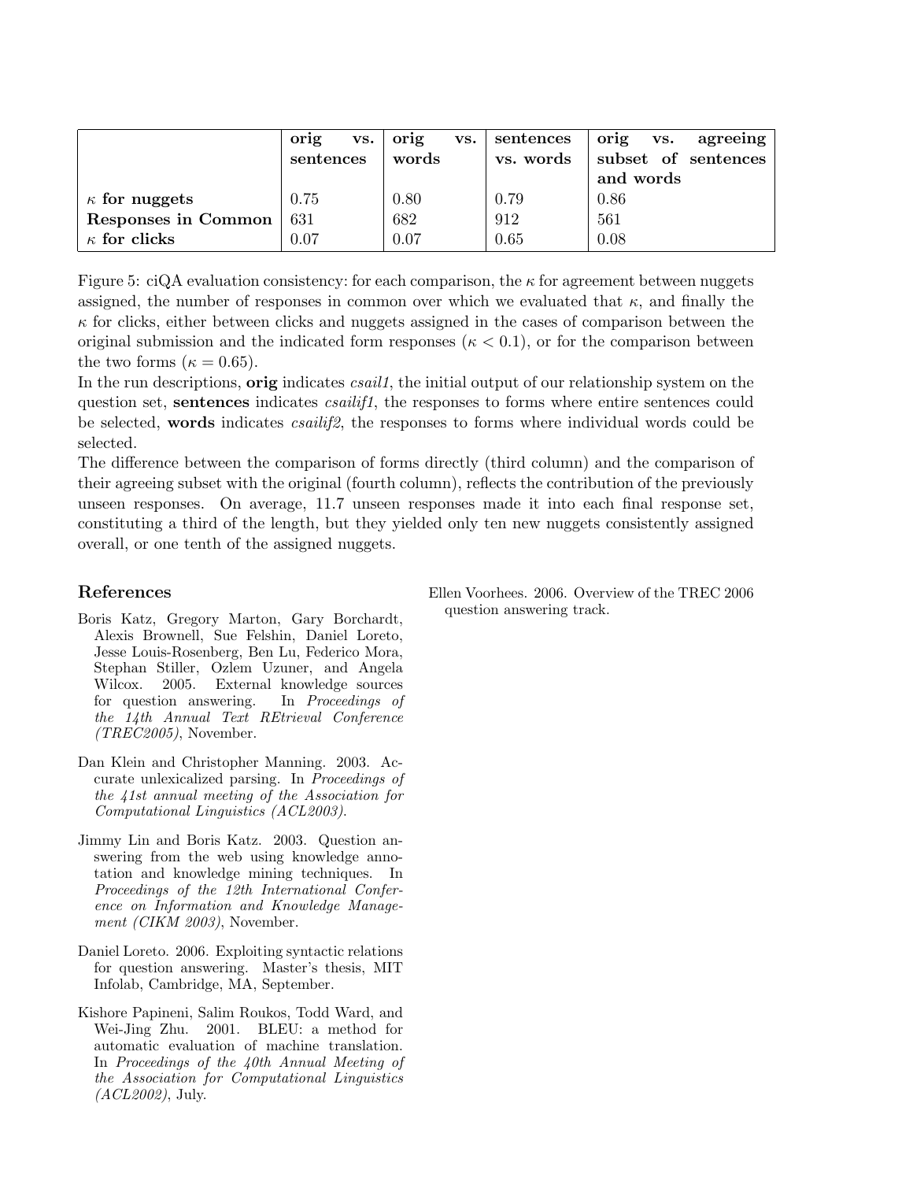| | **orig vs. sentences** | **orig vs. words** | **sentences vs. words** | **orig vs. agreeing subset of sentences and words** |
|---|---|---|---|---|
| **$\kappa$ for nuggets** | 0.75 | 0.80 | 0.79 | 0.86 |
| **Responses in Common** | 631 | 682 | 912 | 561 |
| **$\kappa$ for clicks** | 0.07 | 0.07 | 0.65 | 0.08 |

Figure 5: ciQA evaluation consistency: for each comparison, the $\kappa$ for agreement between nuggets assigned, the number of responses in common over which we evaluated that $\kappa$, and finally the $\kappa$ for clicks, either between clicks and nuggets assigned in the cases of comparison between the original submission and the indicated form responses ($\kappa < 0.1$), or for the comparison between the two forms ($\kappa = 0.65$).

In the run descriptions, **orig** indicates *csail1*, the initial output of our relationship system on the question set, **sentences** indicates *csailif1*, the responses to forms where entire sentences could be selected, **words** indicates *csailif2*, the responses to forms where individual words could be selected.

The difference between the comparison of forms directly (third column) and the comparison of their agreeing subset with the original (fourth column), reflects the contribution of the previously unseen responses. On average, 11.7 unseen responses made it into each final response set, constituting a third of the length, but they yielded only ten new nuggets consistently assigned overall, or one tenth of the assigned nuggets.

## References

Boris Katz, Gregory Marton, Gary Borchardt, Alexis Brownell, Sue Felshin, Daniel Loreto, Jesse Louis-Rosenberg, Ben Lu, Federico Mora, Stephan Stiller, Ozlem Uzuner, and Angela Wilcox. 2005. External knowledge sources for question answering. In *Proceedings of the 14th Annual Text REtrieval Conference (TREC2005)*, November.

Dan Klein and Christopher Manning. 2003. Accurate unlexicalized parsing. In *Proceedings of the 41st annual meeting of the Association for Computational Linguistics (ACL2003)*.

Jimmy Lin and Boris Katz. 2003. Question answering from the web using knowledge annotation and knowledge mining techniques. In *Proceedings of the 12th International Conference on Information and Knowledge Management (CIKM 2003)*, November.

Daniel Loreto. 2006. Exploiting syntactic relations for question answering. Master's thesis, MIT Infolab, Cambridge, MA, September.

Kishore Papineni, Salim Roukos, Todd Ward, and Wei-Jing Zhu. 2001. BLEU: a method for automatic evaluation of machine translation. In *Proceedings of the 40th Annual Meeting of the Association for Computational Linguistics (ACL2002)*, July.

Ellen Voorhees. 2006. Overview of the TREC 2006 question answering track.